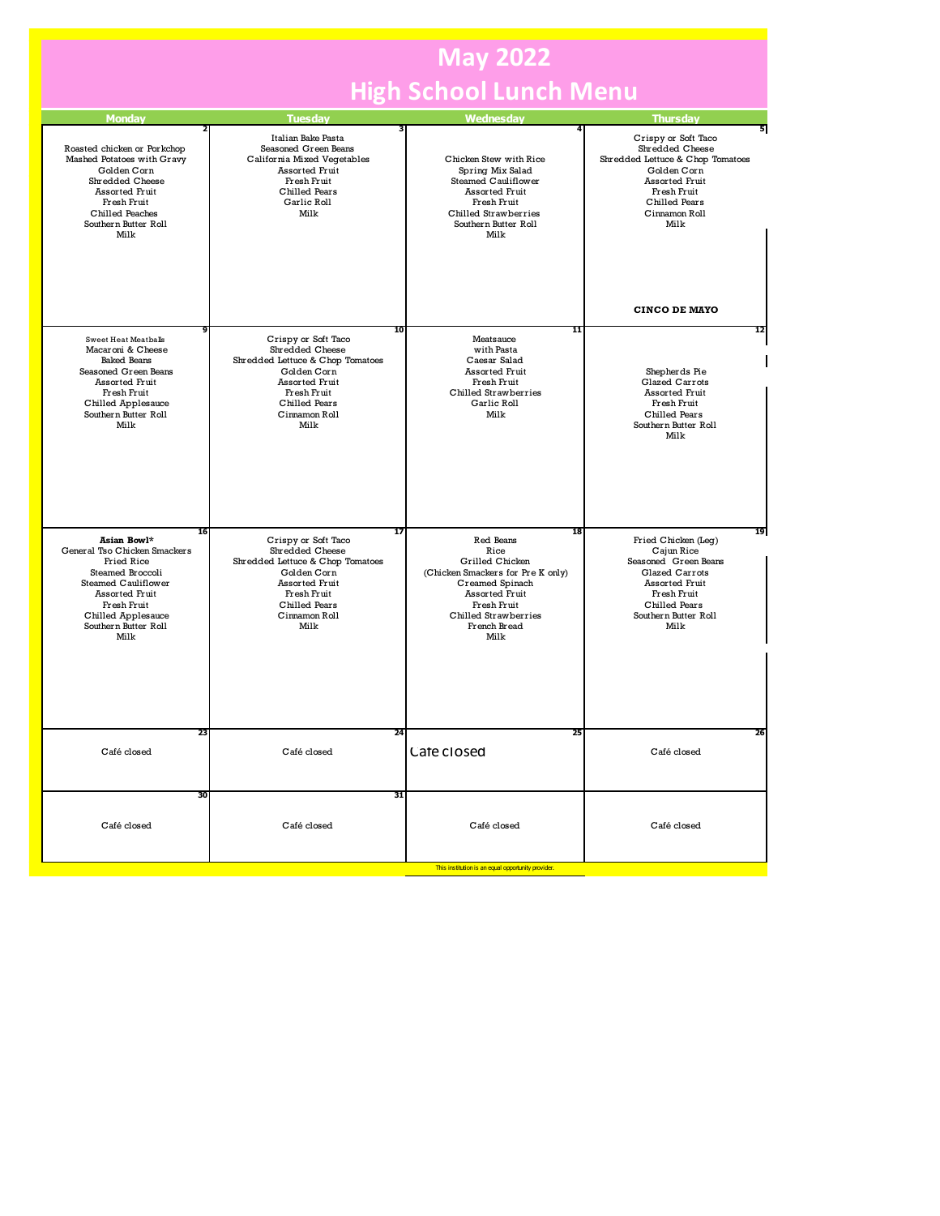# May 2022
# High School Lunch Menu

| Monday | Tuesday | Wednesday | Thursday |
|---|---|---|---|
| **2**<br>Roasted chicken or Porkchop<br>Mashed Potatoes with Gravy<br>Golden Corn<br>Shredded Cheese<br>Assorted Fruit<br>Fresh Fruit<br>Chilled Peaches<br>Southern Butter Roll<br>Milk | **3**<br>Italian Bake Pasta<br>Seasoned Green Beans<br>California Mixed Vegetables<br>Assorted Fruit<br>Fresh Fruit<br>Chilled Pears<br>Garlic Roll<br>Milk | **4**<br>Chicken Stew with Rice<br>Spring Mix Salad<br>Steamed Cauliflower<br>Assorted Fruit<br>Fresh Fruit<br>Chilled Strawberries<br>Southern Butter Roll<br>Milk | **5**<br>Crispy or Soft Taco<br>Shredded Cheese<br>Shredded Lettuce & Chop Tomatoes<br>Golden Corn<br>Assorted Fruit<br>Fresh Fruit<br>Chilled Pears<br>Cinnamon Roll<br>Milk<br><br>**CINCO DE MAYO** |
| **9**<br>Sweet Heat Meatballs<br>Macaroni & Cheese<br>Baked Beans<br>Seasoned Green Beans<br>Assorted Fruit<br>Fresh Fruit<br>Chilled Applesauce<br>Southern Butter Roll<br>Milk | **10**<br>Crispy or Soft Taco<br>Shredded Cheese<br>Shredded Lettuce & Chop Tomatoes<br>Golden Corn<br>Assorted Fruit<br>Fresh Fruit<br>Chilled Pears<br>Cinnamon Roll<br>Milk | **11**<br>Meatsauce<br>with Pasta<br>Caesar Salad<br>Assorted Fruit<br>Fresh Fruit<br>Chilled Strawberries<br>Garlic Roll<br>Milk | **12**<br>Shepherds Pie<br>Glazed Carrots<br>Assorted Fruit<br>Fresh Fruit<br>Chilled Pears<br>Southern Butter Roll<br>Milk |
| **16**<br>**Asian Bowl***<br>General Tso Chicken Smackers<br>Fried Rice<br>Steamed Broccoli<br>Steamed Cauliflower<br>Assorted Fruit<br>Fresh Fruit<br>Chilled Applesauce<br>Southern Butter Roll<br>Milk | **17**<br>Crispy or Soft Taco<br>Shredded Cheese<br>Shredded Lettuce & Chop Tomatoes<br>Golden Corn<br>Assorted Fruit<br>Fresh Fruit<br>Chilled Pears<br>Cinnamon Roll<br>Milk | **18**<br>Red Beans<br>Rice<br>Grilled Chicken<br>(Chicken Smackers for Pre K only)<br>Creamed Spinach<br>Assorted Fruit<br>Fresh Fruit<br>Chilled Strawberries<br>French Bread<br>Milk | **19**<br>Fried Chicken (Leg)<br>Cajun Rice<br>Seasoned Green Beans<br>Glazed Carrots<br>Assorted Fruit<br>Fresh Fruit<br>Chilled Pears<br>Southern Butter Roll<br>Milk |
| **23**<br>Café closed | **24**<br>Café closed | **25**<br>Cafe closed | **26**<br>Café closed |
| **30**<br>Café closed | **31**<br>Café closed | Café closed | Café closed |

This institution is an equal opportunity provider.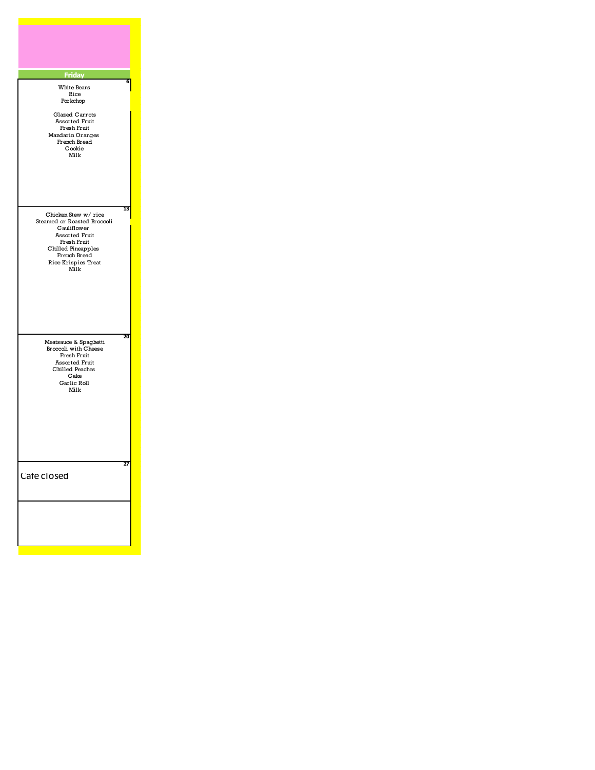| Friday |
| --- |
| 6<br>White Beans<br>Rice<br>Porkchop<br><br>Glazed Carrots<br>Assorted Fruit<br>Fresh Fruit<br>Mandarin Oranges<br>French Bread<br>Cookie<br>Milk |
| 13<br>Chicken Stew w/ rice<br>Steamed or Roasted Broccoli<br>Cauliflower<br>Assorted Fruit<br>Fresh Fruit<br>Chilled Pineapples<br>French Bread<br>Rice Krispies Treat<br>Milk |
| 20<br>Meatsauce & Spaghetti<br>Broccoli with Cheese<br>Fresh Fruit<br>Assorted Fruit<br>Chilled Peaches<br>Cake<br>Garlic Roll<br>Milk |
| 27<br>Cafe closed |
| |